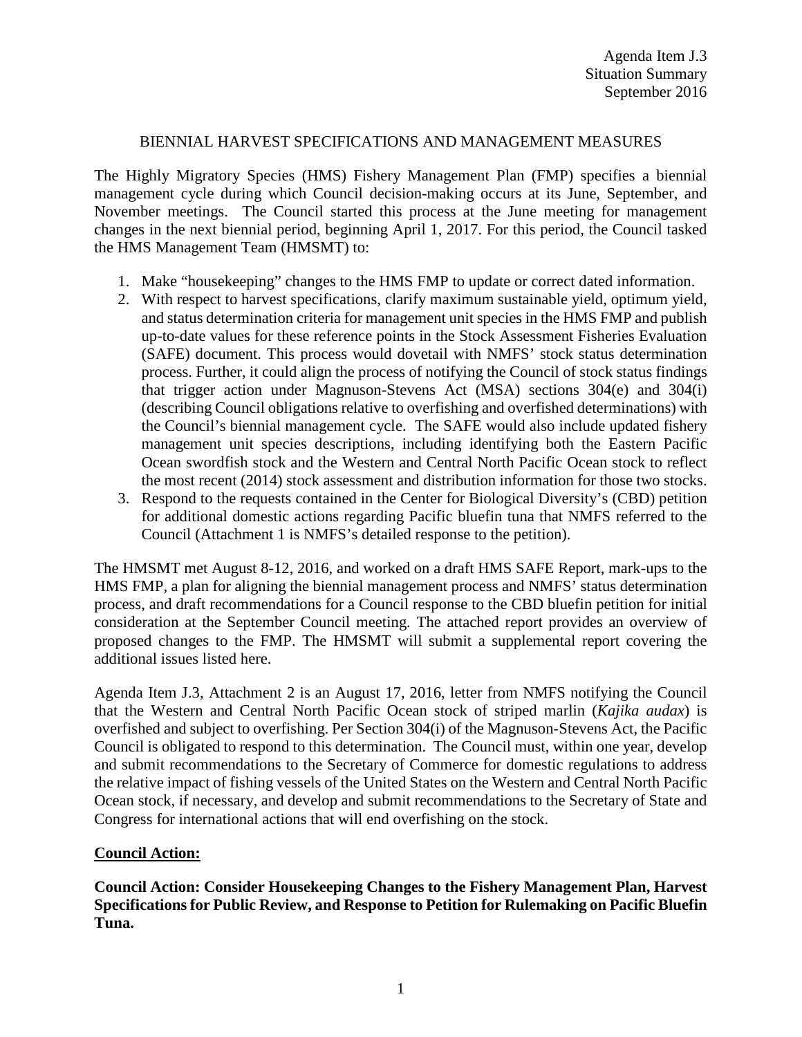Agenda Item J.3
Situation Summary
September 2016

# BIENNIAL HARVEST SPECIFICATIONS AND MANAGEMENT MEASURES

The Highly Migratory Species (HMS) Fishery Management Plan (FMP) specifies a biennial management cycle during which Council decision-making occurs at its June, September, and November meetings. The Council started this process at the June meeting for management changes in the next biennial period, beginning April 1, 2017. For this period, the Council tasked the HMS Management Team (HMSMT) to:

1. Make "housekeeping" changes to the HMS FMP to update or correct dated information.
2. With respect to harvest specifications, clarify maximum sustainable yield, optimum yield, and status determination criteria for management unit species in the HMS FMP and publish up-to-date values for these reference points in the Stock Assessment Fisheries Evaluation (SAFE) document. This process would dovetail with NMFS' stock status determination process. Further, it could align the process of notifying the Council of stock status findings that trigger action under Magnuson-Stevens Act (MSA) sections 304(e) and 304(i) (describing Council obligations relative to overfishing and overfished determinations) with the Council's biennial management cycle. The SAFE would also include updated fishery management unit species descriptions, including identifying both the Eastern Pacific Ocean swordfish stock and the Western and Central North Pacific Ocean stock to reflect the most recent (2014) stock assessment and distribution information for those two stocks.
3. Respond to the requests contained in the Center for Biological Diversity's (CBD) petition for additional domestic actions regarding Pacific bluefin tuna that NMFS referred to the Council (Attachment 1 is NMFS's detailed response to the petition).

The HMSMT met August 8-12, 2016, and worked on a draft HMS SAFE Report, mark-ups to the HMS FMP, a plan for aligning the biennial management process and NMFS' status determination process, and draft recommendations for a Council response to the CBD bluefin petition for initial consideration at the September Council meeting. The attached report provides an overview of proposed changes to the FMP. The HMSMT will submit a supplemental report covering the additional issues listed here.

Agenda Item J.3, Attachment 2 is an August 17, 2016, letter from NMFS notifying the Council that the Western and Central North Pacific Ocean stock of striped marlin (*Kajika audax*) is overfished and subject to overfishing. Per Section 304(i) of the Magnuson-Stevens Act, the Pacific Council is obligated to respond to this determination. The Council must, within one year, develop and submit recommendations to the Secretary of Commerce for domestic regulations to address the relative impact of fishing vessels of the United States on the Western and Central North Pacific Ocean stock, if necessary, and develop and submit recommendations to the Secretary of State and Congress for international actions that will end overfishing on the stock.

## Council Action:

**Council Action: Consider Housekeeping Changes to the Fishery Management Plan, Harvest Specifications for Public Review, and Response to Petition for Rulemaking on Pacific Bluefin Tuna.**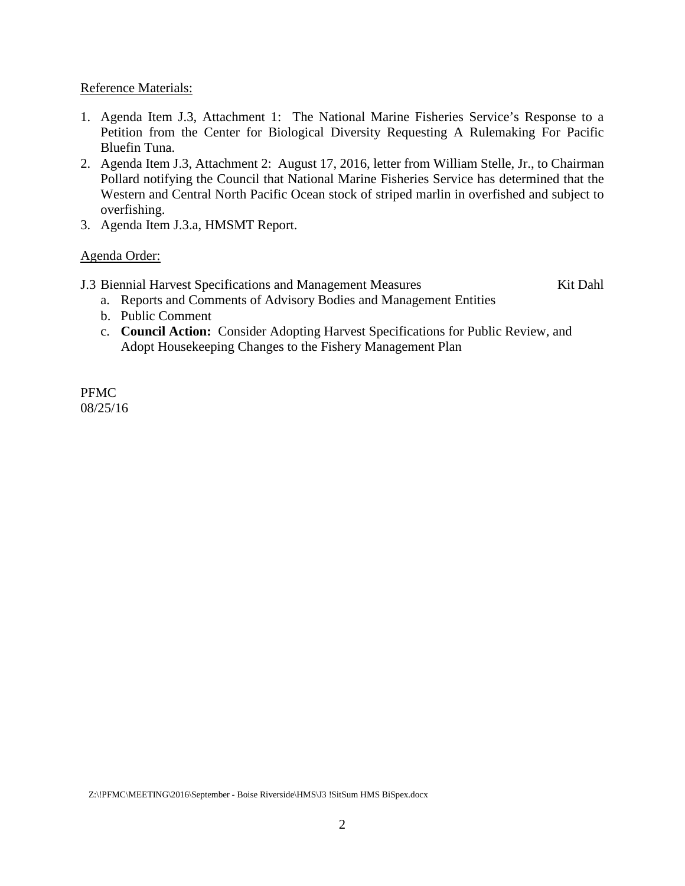Reference Materials:

1. Agenda Item J.3, Attachment 1: The National Marine Fisheries Service's Response to a Petition from the Center for Biological Diversity Requesting A Rulemaking For Pacific Bluefin Tuna.
2. Agenda Item J.3, Attachment 2: August 17, 2016, letter from William Stelle, Jr., to Chairman Pollard notifying the Council that National Marine Fisheries Service has determined that the Western and Central North Pacific Ocean stock of striped marlin in overfished and subject to overfishing.
3. Agenda Item J.3.a, HMSMT Report.

Agenda Order:

J.3 Biennial Harvest Specifications and Management Measures Kit Dahl

a. Reports and Comments of Advisory Bodies and Management Entities
b. Public Comment
c. **Council Action:** Consider Adopting Harvest Specifications for Public Review, and Adopt Housekeeping Changes to the Fishery Management Plan

PFMC
08/25/16

Z:\!PFMC\MEETING\2016\September - Boise Riverside\HMS\J3 !SitSum HMS BiSpex.docx